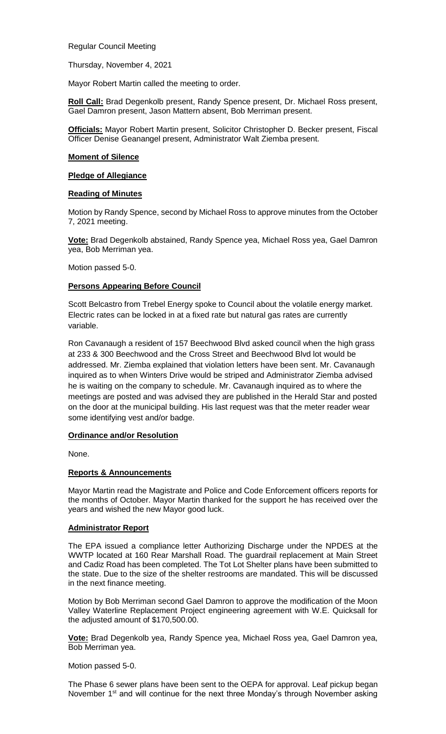Regular Council Meeting

Thursday, November 4, 2021

Mayor Robert Martin called the meeting to order.

**Roll Call:** Brad Degenkolb present, Randy Spence present, Dr. Michael Ross present, Gael Damron present, Jason Mattern absent, Bob Merriman present.

**Officials:** Mayor Robert Martin present, Solicitor Christopher D. Becker present, Fiscal Officer Denise Geanangel present, Administrator Walt Ziemba present.

**Moment of Silence**

**Pledge of Allegiance**

**Reading of Minutes**

Motion by Randy Spence, second by Michael Ross to approve minutes from the October 7, 2021 meeting.

**Vote:** Brad Degenkolb abstained, Randy Spence yea, Michael Ross yea, Gael Damron yea, Bob Merriman yea.

Motion passed 5-0.

**Persons Appearing Before Council**

Scott Belcastro from Trebel Energy spoke to Council about the volatile energy market. Electric rates can be locked in at a fixed rate but natural gas rates are currently variable.

Ron Cavanaugh a resident of 157 Beechwood Blvd asked council when the high grass at 233 & 300 Beechwood and the Cross Street and Beechwood Blvd lot would be addressed. Mr. Ziemba explained that violation letters have been sent. Mr. Cavanaugh inquired as to when Winters Drive would be striped and Administrator Ziemba advised he is waiting on the company to schedule. Mr. Cavanaugh inquired as to where the meetings are posted and was advised they are published in the Herald Star and posted on the door at the municipal building. His last request was that the meter reader wear some identifying vest and/or badge.

**Ordinance and/or Resolution**

None.

**Reports & Announcements**

Mayor Martin read the Magistrate and Police and Code Enforcement officers reports for the months of October. Mayor Martin thanked for the support he has received over the years and wished the new Mayor good luck.

**Administrator Report**

The EPA issued a compliance letter Authorizing Discharge under the NPDES at the WWTP located at 160 Rear Marshall Road. The guardrail replacement at Main Street and Cadiz Road has been completed. The Tot Lot Shelter plans have been submitted to the state. Due to the size of the shelter restrooms are mandated. This will be discussed in the next finance meeting.

Motion by Bob Merriman second Gael Damron to approve the modification of the Moon Valley Waterline Replacement Project engineering agreement with W.E. Quicksall for the adjusted amount of $170,500.00.

**Vote:** Brad Degenkolb yea, Randy Spence yea, Michael Ross yea, Gael Damron yea, Bob Merriman yea.

Motion passed 5-0.

The Phase 6 sewer plans have been sent to the OEPA for approval. Leaf pickup began November 1st and will continue for the next three Monday's through November asking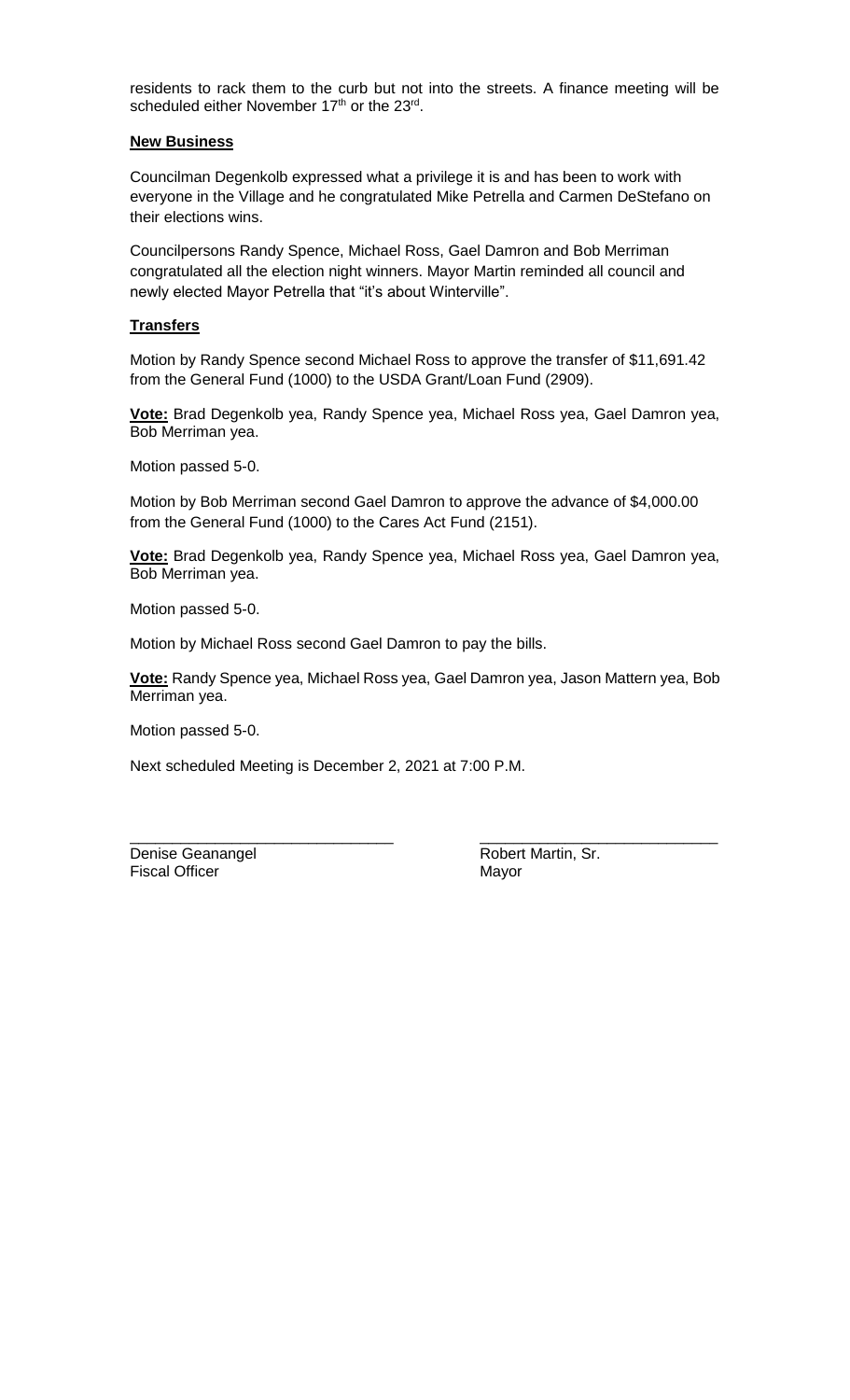residents to rack them to the curb but not into the streets. A finance meeting will be scheduled either November 17th or the 23rd.

**New Business**

Councilman Degenkolb expressed what a privilege it is and has been to work with everyone in the Village and he congratulated Mike Petrella and Carmen DeStefano on their elections wins.

Councilpersons Randy Spence, Michael Ross, Gael Damron and Bob Merriman congratulated all the election night winners. Mayor Martin reminded all council and newly elected Mayor Petrella that "it's about Winterville".

**Transfers**

Motion by Randy Spence second Michael Ross to approve the transfer of $11,691.42 from the General Fund (1000) to the USDA Grant/Loan Fund (2909).

**Vote:** Brad Degenkolb yea, Randy Spence yea, Michael Ross yea, Gael Damron yea, Bob Merriman yea.

Motion passed 5-0.

Motion by Bob Merriman second Gael Damron to approve the advance of $4,000.00 from the General Fund (1000) to the Cares Act Fund (2151).

**Vote:** Brad Degenkolb yea, Randy Spence yea, Michael Ross yea, Gael Damron yea, Bob Merriman yea.

Motion passed 5-0.

Motion by Michael Ross second Gael Damron to pay the bills.

**Vote:** Randy Spence yea, Michael Ross yea, Gael Damron yea, Jason Mattern yea, Bob Merriman yea.

Motion passed 5-0.

Next scheduled Meeting is December 2, 2021 at 7:00 P.M.

\_\_\_\_\_\_\_\_\_\_\_\_\_\_\_\_\_\_\_\_\_\_\_\_\_\_\_\_\_\_
Denise Geanangel
Fiscal Officer

\_\_\_\_\_\_\_\_\_\_\_\_\_\_\_\_\_\_\_\_\_\_\_\_\_\_\_\_\_\_
Robert Martin, Sr.
Mayor